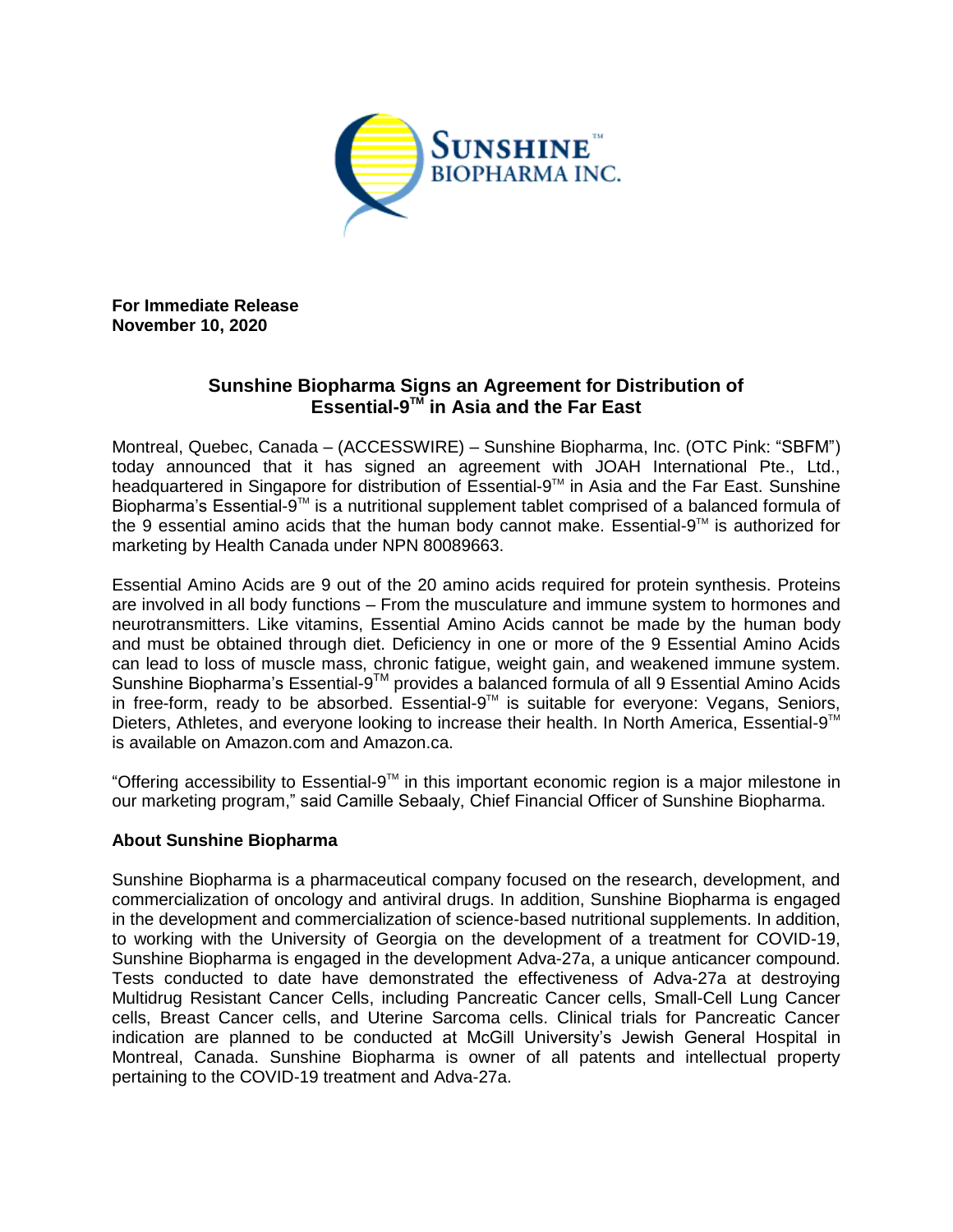**For Immediate Release**
**November 10, 2020**

## Sunshine Biopharma Signs an Agreement for Distribution of Essential-9™ in Asia and the Far East

Montreal, Quebec, Canada – (ACCESSWIRE) – Sunshine Biopharma, Inc. (OTC Pink: "SBFM") today announced that it has signed an agreement with JOAH International Pte., Ltd., headquartered in Singapore for distribution of Essential-9™ in Asia and the Far East. Sunshine Biopharma's Essential-9™ is a nutritional supplement tablet comprised of a balanced formula of the 9 essential amino acids that the human body cannot make. Essential-9™ is authorized for marketing by Health Canada under NPN 80089663.

Essential Amino Acids are 9 out of the 20 amino acids required for protein synthesis. Proteins are involved in all body functions – From the musculature and immune system to hormones and neurotransmitters. Like vitamins, Essential Amino Acids cannot be made by the human body and must be obtained through diet. Deficiency in one or more of the 9 Essential Amino Acids can lead to loss of muscle mass, chronic fatigue, weight gain, and weakened immune system. Sunshine Biopharma's Essential-9™ provides a balanced formula of all 9 Essential Amino Acids in free-form, ready to be absorbed. Essential-9™ is suitable for everyone: Vegans, Seniors, Dieters, Athletes, and everyone looking to increase their health. In North America, Essential-9™ is available on Amazon.com and Amazon.ca.

"Offering accessibility to Essential-9™ in this important economic region is a major milestone in our marketing program," said Camille Sebaaly, Chief Financial Officer of Sunshine Biopharma.

### About Sunshine Biopharma

Sunshine Biopharma is a pharmaceutical company focused on the research, development, and commercialization of oncology and antiviral drugs. In addition, Sunshine Biopharma is engaged in the development and commercialization of science-based nutritional supplements. In addition, to working with the University of Georgia on the development of a treatment for COVID-19, Sunshine Biopharma is engaged in the development Adva-27a, a unique anticancer compound. Tests conducted to date have demonstrated the effectiveness of Adva-27a at destroying Multidrug Resistant Cancer Cells, including Pancreatic Cancer cells, Small-Cell Lung Cancer cells, Breast Cancer cells, and Uterine Sarcoma cells. Clinical trials for Pancreatic Cancer indication are planned to be conducted at McGill University's Jewish General Hospital in Montreal, Canada. Sunshine Biopharma is owner of all patents and intellectual property pertaining to the COVID-19 treatment and Adva-27a.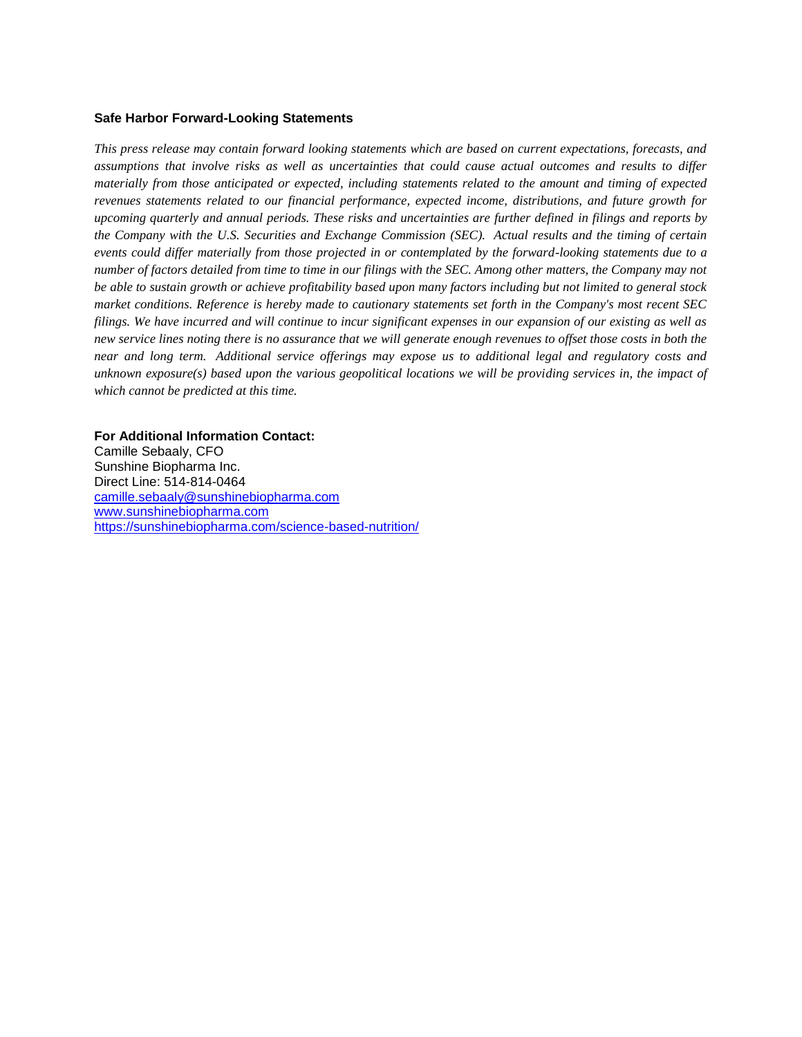**Safe Harbor Forward-Looking Statements**

*This press release may contain forward looking statements which are based on current expectations, forecasts, and assumptions that involve risks as well as uncertainties that could cause actual outcomes and results to differ materially from those anticipated or expected, including statements related to the amount and timing of expected revenues statements related to our financial performance, expected income, distributions, and future growth for upcoming quarterly and annual periods. These risks and uncertainties are further defined in filings and reports by the Company with the U.S. Securities and Exchange Commission (SEC). Actual results and the timing of certain events could differ materially from those projected in or contemplated by the forward-looking statements due to a number of factors detailed from time to time in our filings with the SEC. Among other matters, the Company may not be able to sustain growth or achieve profitability based upon many factors including but not limited to general stock market conditions. Reference is hereby made to cautionary statements set forth in the Company's most recent SEC filings. We have incurred and will continue to incur significant expenses in our expansion of our existing as well as new service lines noting there is no assurance that we will generate enough revenues to offset those costs in both the near and long term. Additional service offerings may expose us to additional legal and regulatory costs and unknown exposure(s) based upon the various geopolitical locations we will be providing services in, the impact of which cannot be predicted at this time.*

**For Additional Information Contact:**
Camille Sebaaly, CFO
Sunshine Biopharma Inc.
Direct Line: 514-814-0464
camille.sebaaly@sunshinebiopharma.com
www.sunshinebiopharma.com
https://sunshinebiopharma.com/science-based-nutrition/